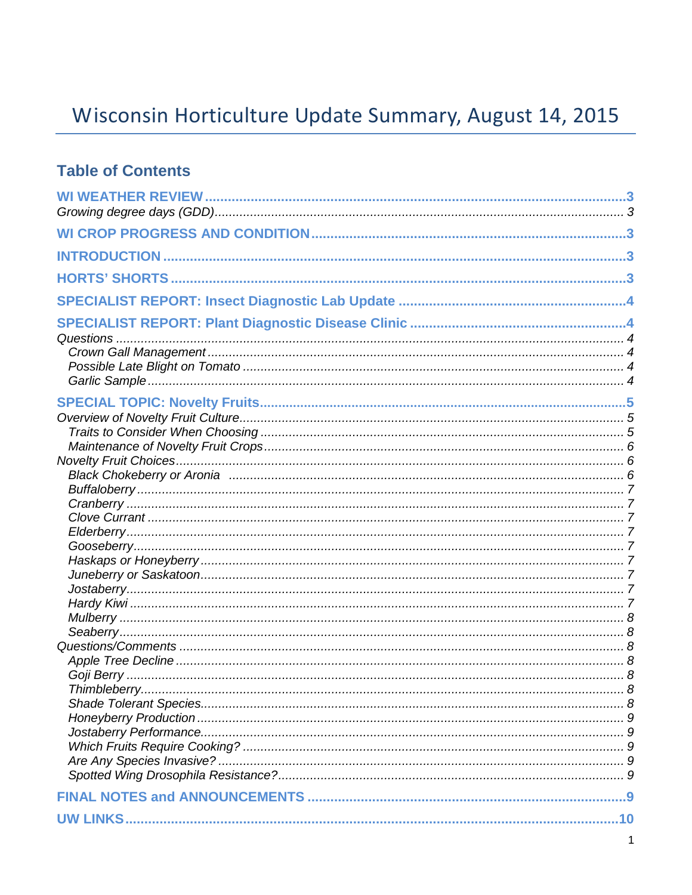# Wisconsin Horticulture Update Summary, August 14, 2015

## Table of Contents

**WI WEATHER REVIEW** ..... 3
*Growing degree days (GDD)* ..... 3

**WI CROP PROGRESS AND CONDITION** ..... 3

**INTRODUCTION** ..... 3

**HORTS' SHORTS** ..... 3

**SPECIALIST REPORT: Insect Diagnostic Lab Update** ..... 4

**SPECIALIST REPORT: Plant Diagnostic Disease Clinic** ..... 4
*Questions* ..... 4
- *Crown Gall Management* ..... 4
- *Possible Late Blight on Tomato* ..... 4
- *Garlic Sample* ..... 4

**SPECIAL TOPIC: Novelty Fruits** ..... 5
*Overview of Novelty Fruit Culture* ..... 5
- *Traits to Consider When Choosing* ..... 5
- *Maintenance of Novelty Fruit Crops* ..... 6

*Novelty Fruit Choices* ..... 6
- *Black Chokeberry or Aronia* ..... 6
- *Buffaloberry* ..... 7
- *Cranberry* ..... 7
- *Clove Currant* ..... 7
- *Elderberry* ..... 7
- *Gooseberry* ..... 7
- *Haskaps or Honeyberry* ..... 7
- *Juneberry or Saskatoon* ..... 7
- *Jostaberry* ..... 7
- *Hardy Kiwi* ..... 7
- *Mulberry* ..... 8
- *Seaberry* ..... 8

*Questions/Comments* ..... 8
- *Apple Tree Decline* ..... 8
- *Goji Berry* ..... 8
- *Thimbleberry* ..... 8
- *Shade Tolerant Species* ..... 8
- *Honeyberry Production* ..... 9
- *Jostaberry Performance* ..... 9
- *Which Fruits Require Cooking?* ..... 9
- *Are Any Species Invasive?* ..... 9
- *Spotted Wing Drosophila Resistance?* ..... 9

**FINAL NOTES and ANNOUNCEMENTS** ..... 9

**UW LINKS** ..... 10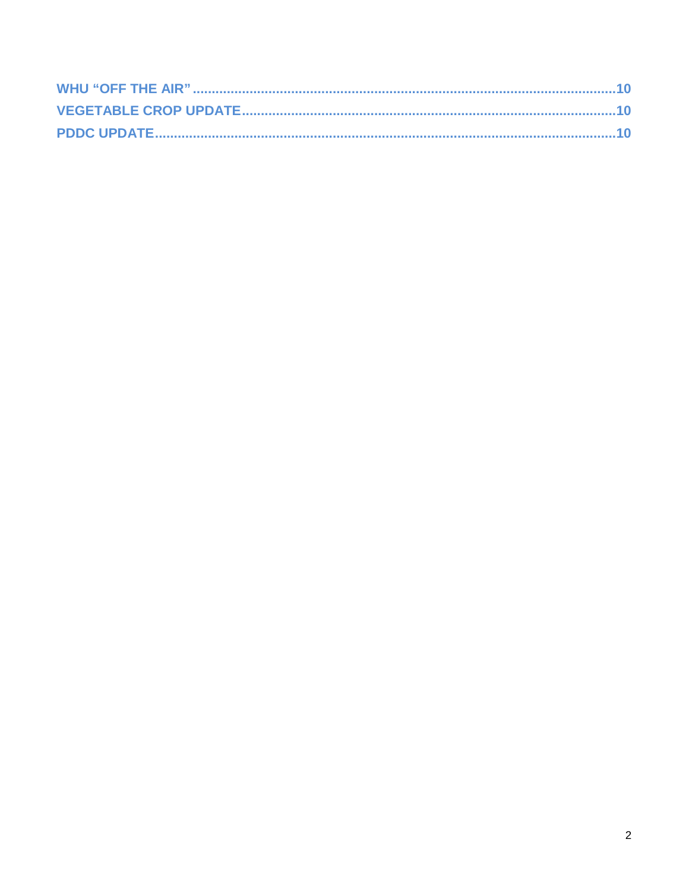WHU "OFF THE AIR" ........................................................................................................ 10

VEGETABLE CROP UPDATE ............................................................................................... 10

PDDC UPDATE .................................................................................................................. 10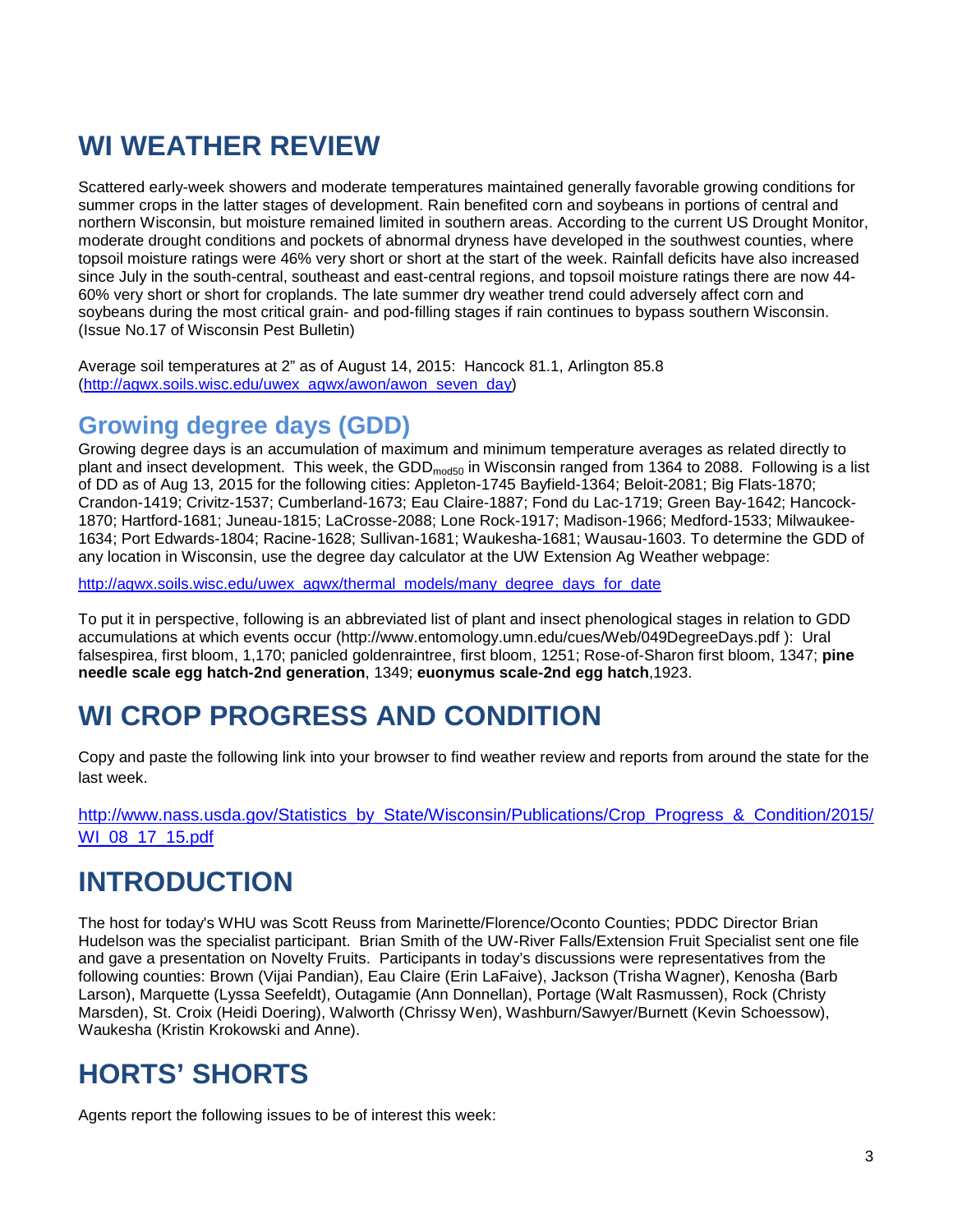# WI WEATHER REVIEW

Scattered early-week showers and moderate temperatures maintained generally favorable growing conditions for summer crops in the latter stages of development. Rain benefited corn and soybeans in portions of central and northern Wisconsin, but moisture remained limited in southern areas. According to the current US Drought Monitor, moderate drought conditions and pockets of abnormal dryness have developed in the southwest counties, where topsoil moisture ratings were 46% very short or short at the start of the week. Rainfall deficits have also increased since July in the south-central, southeast and east-central regions, and topsoil moisture ratings there are now 44-60% very short or short for croplands. The late summer dry weather trend could adversely affect corn and soybeans during the most critical grain- and pod-filling stages if rain continues to bypass southern Wisconsin. (Issue No.17 of Wisconsin Pest Bulletin)

Average soil temperatures at 2" as of August 14, 2015: Hancock 81.1, Arlington 85.8 (http://agwx.soils.wisc.edu/uwex_agwx/awon/awon_seven_day)

## Growing degree days (GDD)

Growing degree days is an accumulation of maximum and minimum temperature averages as related directly to plant and insect development. This week, the $GDD_{mod50}$ in Wisconsin ranged from 1364 to 2088. Following is a list of DD as of Aug 13, 2015 for the following cities: Appleton-1745 Bayfield-1364; Beloit-2081; Big Flats-1870; Crandon-1419; Crivitz-1537; Cumberland-1673; Eau Claire-1887; Fond du Lac-1719; Green Bay-1642; Hancock-1870; Hartford-1681; Juneau-1815; LaCrosse-2088; Lone Rock-1917; Madison-1966; Medford-1533; Milwaukee-1634; Port Edwards-1804; Racine-1628; Sullivan-1681; Waukesha-1681; Wausau-1603. To determine the GDD of any location in Wisconsin, use the degree day calculator at the UW Extension Ag Weather webpage:

http://agwx.soils.wisc.edu/uwex_agwx/thermal_models/many_degree_days_for_date

To put it in perspective, following is an abbreviated list of plant and insect phenological stages in relation to GDD accumulations at which events occur (http://www.entomology.umn.edu/cues/Web/049DegreeDays.pdf ): Ural falsespirea, first bloom, 1,170; panicled goldenraintree, first bloom, 1251; Rose-of-Sharon first bloom, 1347; **pine needle scale egg hatch-2nd generation**, 1349; **euonymus scale-2nd egg hatch**,1923.

# WI CROP PROGRESS AND CONDITION

Copy and paste the following link into your browser to find weather review and reports from around the state for the last week.

http://www.nass.usda.gov/Statistics_by_State/Wisconsin/Publications/Crop_Progress_&_Condition/2015/WI_08_17_15.pdf

# INTRODUCTION

The host for today's WHU was Scott Reuss from Marinette/Florence/Oconto Counties; PDDC Director Brian Hudelson was the specialist participant. Brian Smith of the UW-River Falls/Extension Fruit Specialist sent one file and gave a presentation on Novelty Fruits. Participants in today's discussions were representatives from the following counties: Brown (Vijai Pandian), Eau Claire (Erin LaFaive), Jackson (Trisha Wagner), Kenosha (Barb Larson), Marquette (Lyssa Seefeldt), Outagamie (Ann Donnellan), Portage (Walt Rasmussen), Rock (Christy Marsden), St. Croix (Heidi Doering), Walworth (Chrissy Wen), Washburn/Sawyer/Burnett (Kevin Schoessow), Waukesha (Kristin Krokowski and Anne).

# HORTS' SHORTS

Agents report the following issues to be of interest this week: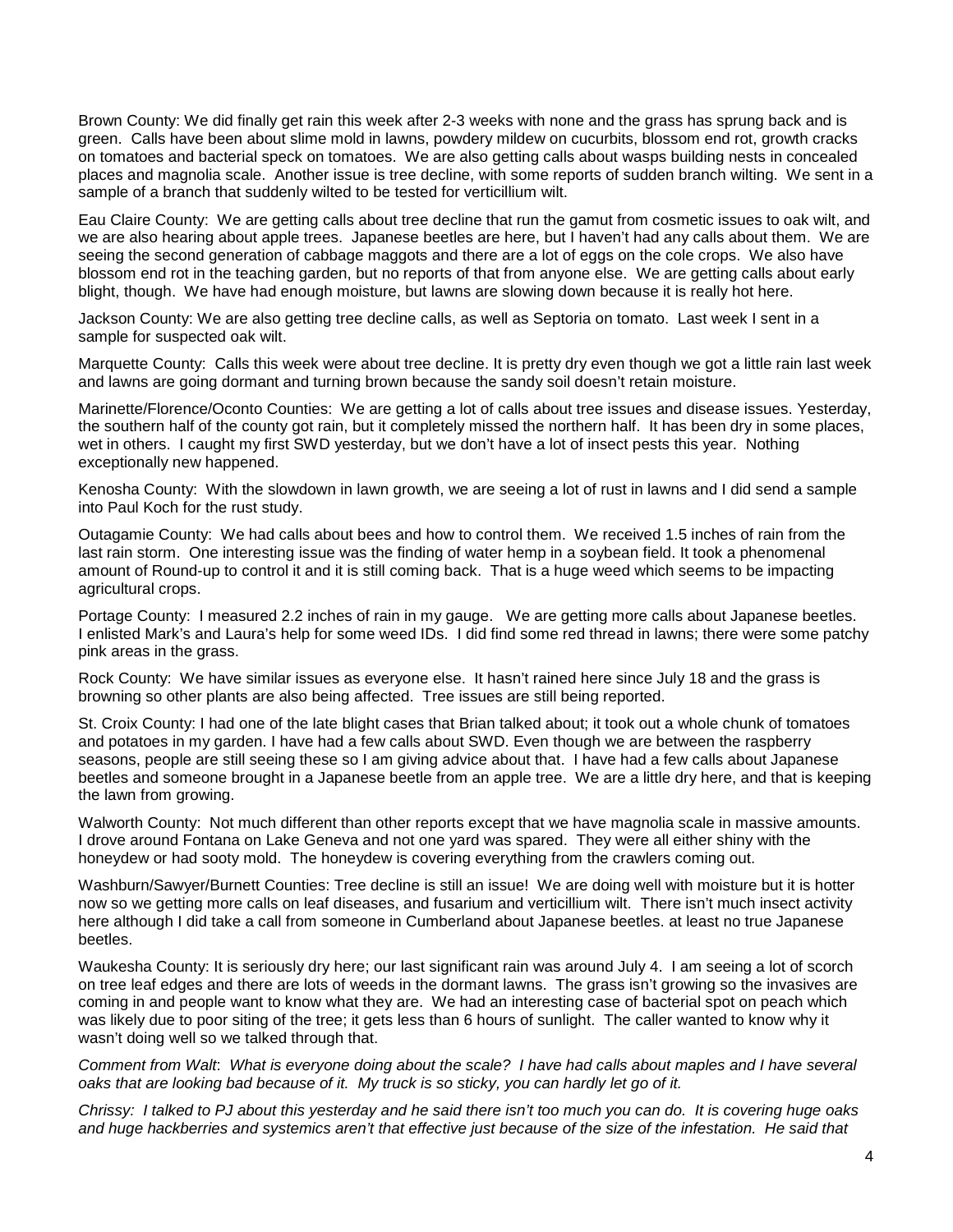Brown County: We did finally get rain this week after 2-3 weeks with none and the grass has sprung back and is green. Calls have been about slime mold in lawns, powdery mildew on cucurbits, blossom end rot, growth cracks on tomatoes and bacterial speck on tomatoes. We are also getting calls about wasps building nests in concealed places and magnolia scale. Another issue is tree decline, with some reports of sudden branch wilting. We sent in a sample of a branch that suddenly wilted to be tested for verticillium wilt.

Eau Claire County: We are getting calls about tree decline that run the gamut from cosmetic issues to oak wilt, and we are also hearing about apple trees. Japanese beetles are here, but I haven't had any calls about them. We are seeing the second generation of cabbage maggots and there are a lot of eggs on the cole crops. We also have blossom end rot in the teaching garden, but no reports of that from anyone else. We are getting calls about early blight, though. We have had enough moisture, but lawns are slowing down because it is really hot here.

Jackson County: We are also getting tree decline calls, as well as Septoria on tomato. Last week I sent in a sample for suspected oak wilt.

Marquette County: Calls this week were about tree decline. It is pretty dry even though we got a little rain last week and lawns are going dormant and turning brown because the sandy soil doesn't retain moisture.

Marinette/Florence/Oconto Counties: We are getting a lot of calls about tree issues and disease issues. Yesterday, the southern half of the county got rain, but it completely missed the northern half. It has been dry in some places, wet in others. I caught my first SWD yesterday, but we don't have a lot of insect pests this year. Nothing exceptionally new happened.

Kenosha County: With the slowdown in lawn growth, we are seeing a lot of rust in lawns and I did send a sample into Paul Koch for the rust study.

Outagamie County: We had calls about bees and how to control them. We received 1.5 inches of rain from the last rain storm. One interesting issue was the finding of water hemp in a soybean field. It took a phenomenal amount of Round-up to control it and it is still coming back. That is a huge weed which seems to be impacting agricultural crops.

Portage County: I measured 2.2 inches of rain in my gauge. We are getting more calls about Japanese beetles. I enlisted Mark's and Laura's help for some weed IDs. I did find some red thread in lawns; there were some patchy pink areas in the grass.

Rock County: We have similar issues as everyone else. It hasn't rained here since July 18 and the grass is browning so other plants are also being affected. Tree issues are still being reported.

St. Croix County: I had one of the late blight cases that Brian talked about; it took out a whole chunk of tomatoes and potatoes in my garden. I have had a few calls about SWD. Even though we are between the raspberry seasons, people are still seeing these so I am giving advice about that. I have had a few calls about Japanese beetles and someone brought in a Japanese beetle from an apple tree. We are a little dry here, and that is keeping the lawn from growing.

Walworth County: Not much different than other reports except that we have magnolia scale in massive amounts. I drove around Fontana on Lake Geneva and not one yard was spared. They were all either shiny with the honeydew or had sooty mold. The honeydew is covering everything from the crawlers coming out.

Washburn/Sawyer/Burnett Counties: Tree decline is still an issue! We are doing well with moisture but it is hotter now so we getting more calls on leaf diseases, and fusarium and verticillium wilt. There isn't much insect activity here although I did take a call from someone in Cumberland about Japanese beetles. at least no true Japanese beetles.

Waukesha County: It is seriously dry here; our last significant rain was around July 4. I am seeing a lot of scorch on tree leaf edges and there are lots of weeds in the dormant lawns. The grass isn't growing so the invasives are coming in and people want to know what they are. We had an interesting case of bacterial spot on peach which was likely due to poor siting of the tree; it gets less than 6 hours of sunlight. The caller wanted to know why it wasn't doing well so we talked through that.

*Comment from Walt*: *What is everyone doing about the scale? I have had calls about maples and I have several oaks that are looking bad because of it. My truck is so sticky, you can hardly let go of it.*

*Chrissy: I talked to PJ about this yesterday and he said there isn't too much you can do. It is covering huge oaks and huge hackberries and systemics aren't that effective just because of the size of the infestation. He said that*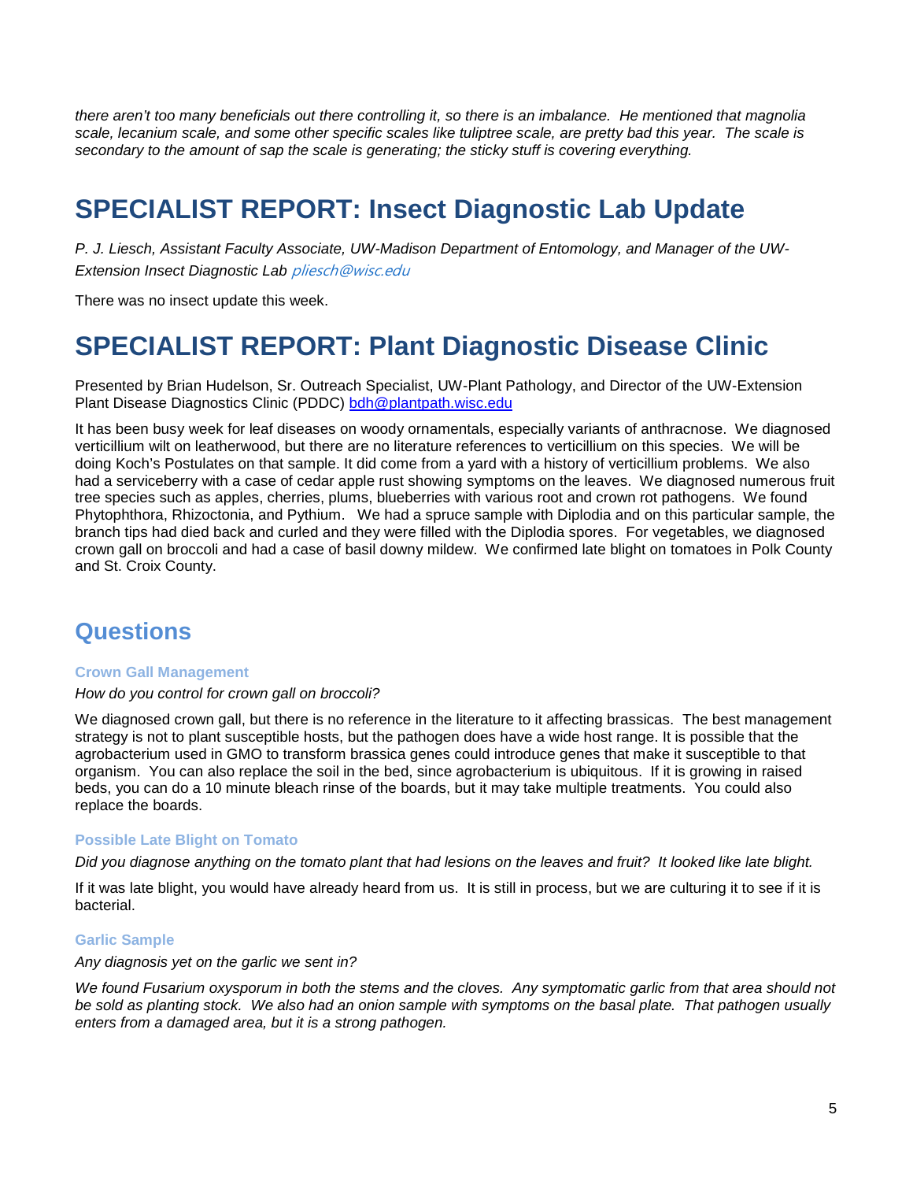*there aren't too many beneficials out there controlling it, so there is an imbalance. He mentioned that magnolia scale, lecanium scale, and some other specific scales like tuliptree scale, are pretty bad this year. The scale is secondary to the amount of sap the scale is generating; the sticky stuff is covering everything.*

# SPECIALIST REPORT: Insect Diagnostic Lab Update

*P. J. Liesch, Assistant Faculty Associate, UW-Madison Department of Entomology, and Manager of the UW-Extension Insect Diagnostic Lab* *pliesch@wisc.edu*

There was no insect update this week.

# SPECIALIST REPORT: Plant Diagnostic Disease Clinic

Presented by Brian Hudelson, Sr. Outreach Specialist, UW-Plant Pathology, and Director of the UW-Extension Plant Disease Diagnostics Clinic (PDDC) bdh@plantpath.wisc.edu

It has been busy week for leaf diseases on woody ornamentals, especially variants of anthracnose. We diagnosed verticillium wilt on leatherwood, but there are no literature references to verticillium on this species. We will be doing Koch's Postulates on that sample. It did come from a yard with a history of verticillium problems. We also had a serviceberry with a case of cedar apple rust showing symptoms on the leaves. We diagnosed numerous fruit tree species such as apples, cherries, plums, blueberries with various root and crown rot pathogens. We found Phytophthora, Rhizoctonia, and Pythium. We had a spruce sample with Diplodia and on this particular sample, the branch tips had died back and curled and they were filled with the Diplodia spores. For vegetables, we diagnosed crown gall on broccoli and had a case of basil downy mildew. We confirmed late blight on tomatoes in Polk County and St. Croix County.

## Questions

### Crown Gall Management

*How do you control for crown gall on broccoli?*

We diagnosed crown gall, but there is no reference in the literature to it affecting brassicas. The best management strategy is not to plant susceptible hosts, but the pathogen does have a wide host range. It is possible that the agrobacterium used in GMO to transform brassica genes could introduce genes that make it susceptible to that organism. You can also replace the soil in the bed, since agrobacterium is ubiquitous. If it is growing in raised beds, you can do a 10 minute bleach rinse of the boards, but it may take multiple treatments. You could also replace the boards.

### Possible Late Blight on Tomato

*Did you diagnose anything on the tomato plant that had lesions on the leaves and fruit? It looked like late blight.*

If it was late blight, you would have already heard from us. It is still in process, but we are culturing it to see if it is bacterial.

### Garlic Sample

*Any diagnosis yet on the garlic we sent in?*

*We found Fusarium oxysporum in both the stems and the cloves. Any symptomatic garlic from that area should not be sold as planting stock. We also had an onion sample with symptoms on the basal plate. That pathogen usually enters from a damaged area, but it is a strong pathogen.*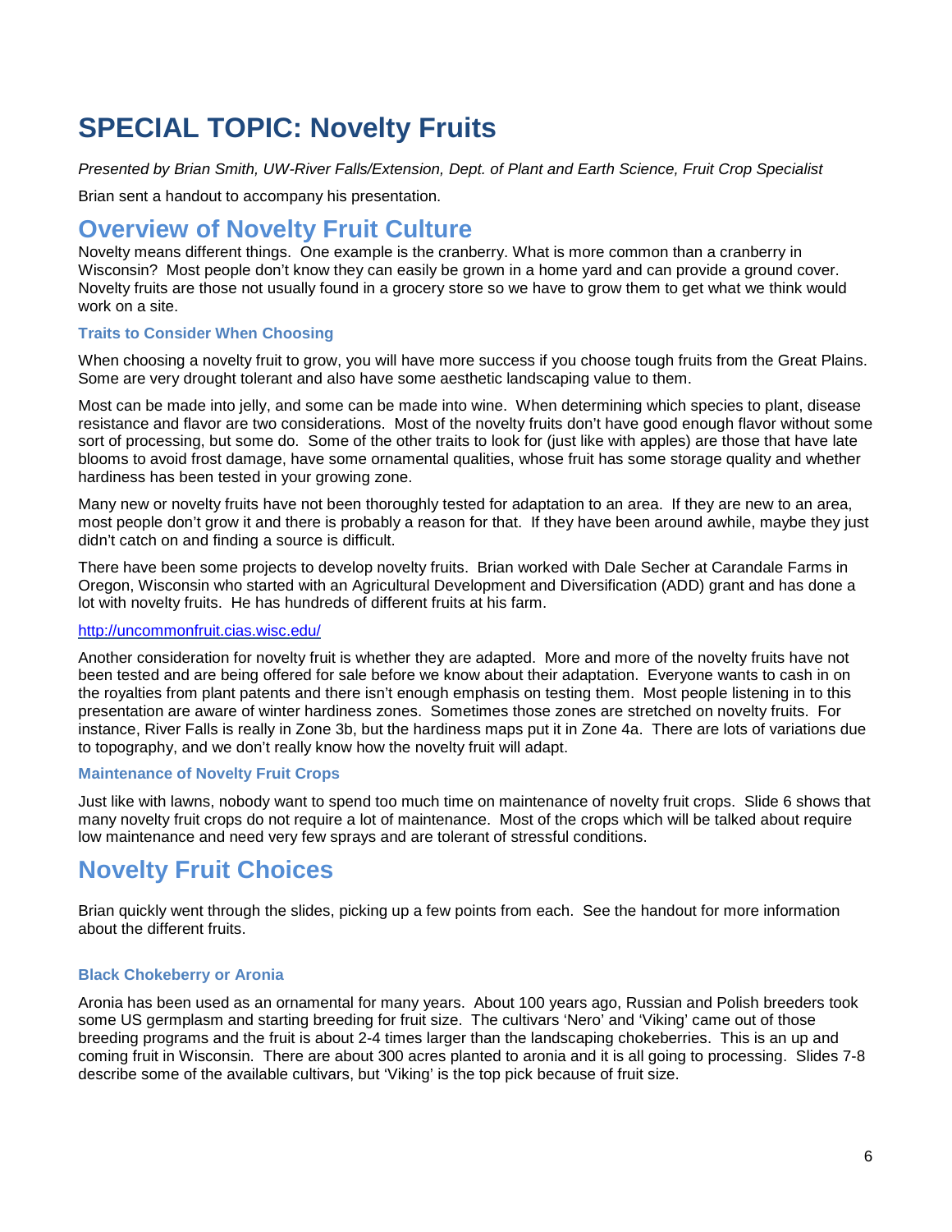# SPECIAL TOPIC: Novelty Fruits

*Presented by Brian Smith, UW-River Falls/Extension, Dept. of Plant and Earth Science, Fruit Crop Specialist*

Brian sent a handout to accompany his presentation.

## Overview of Novelty Fruit Culture

Novelty means different things. One example is the cranberry. What is more common than a cranberry in Wisconsin? Most people don't know they can easily be grown in a home yard and can provide a ground cover. Novelty fruits are those not usually found in a grocery store so we have to grow them to get what we think would work on a site.

### Traits to Consider When Choosing

When choosing a novelty fruit to grow, you will have more success if you choose tough fruits from the Great Plains. Some are very drought tolerant and also have some aesthetic landscaping value to them.

Most can be made into jelly, and some can be made into wine. When determining which species to plant, disease resistance and flavor are two considerations. Most of the novelty fruits don't have good enough flavor without some sort of processing, but some do. Some of the other traits to look for (just like with apples) are those that have late blooms to avoid frost damage, have some ornamental qualities, whose fruit has some storage quality and whether hardiness has been tested in your growing zone.

Many new or novelty fruits have not been thoroughly tested for adaptation to an area. If they are new to an area, most people don't grow it and there is probably a reason for that. If they have been around awhile, maybe they just didn't catch on and finding a source is difficult.

There have been some projects to develop novelty fruits. Brian worked with Dale Secher at Carandale Farms in Oregon, Wisconsin who started with an Agricultural Development and Diversification (ADD) grant and has done a lot with novelty fruits. He has hundreds of different fruits at his farm.

http://uncommonfruit.cias.wisc.edu/

Another consideration for novelty fruit is whether they are adapted. More and more of the novelty fruits have not been tested and are being offered for sale before we know about their adaptation. Everyone wants to cash in on the royalties from plant patents and there isn't enough emphasis on testing them. Most people listening in to this presentation are aware of winter hardiness zones. Sometimes those zones are stretched on novelty fruits. For instance, River Falls is really in Zone 3b, but the hardiness maps put it in Zone 4a. There are lots of variations due to topography, and we don't really know how the novelty fruit will adapt.

### Maintenance of Novelty Fruit Crops

Just like with lawns, nobody want to spend too much time on maintenance of novelty fruit crops. Slide 6 shows that many novelty fruit crops do not require a lot of maintenance. Most of the crops which will be talked about require low maintenance and need very few sprays and are tolerant of stressful conditions.

## Novelty Fruit Choices

Brian quickly went through the slides, picking up a few points from each. See the handout for more information about the different fruits.

### Black Chokeberry or Aronia

Aronia has been used as an ornamental for many years. About 100 years ago, Russian and Polish breeders took some US germplasm and starting breeding for fruit size. The cultivars 'Nero' and 'Viking' came out of those breeding programs and the fruit is about 2-4 times larger than the landscaping chokeberries. This is an up and coming fruit in Wisconsin. There are about 300 acres planted to aronia and it is all going to processing. Slides 7-8 describe some of the available cultivars, but 'Viking' is the top pick because of fruit size.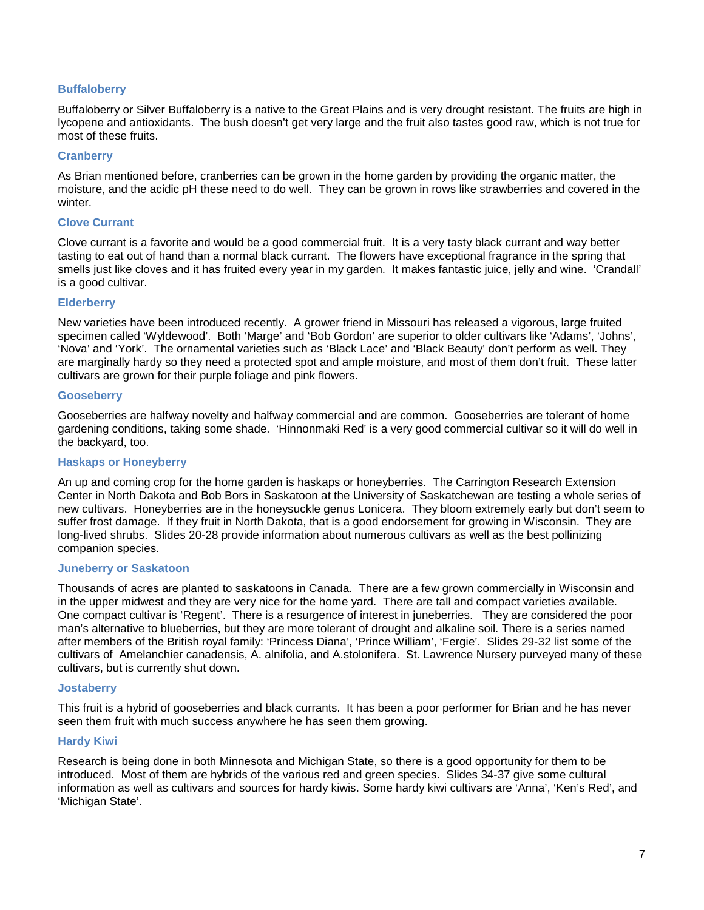### Buffaloberry

Buffaloberry or Silver Buffaloberry is a native to the Great Plains and is very drought resistant. The fruits are high in lycopene and antioxidants. The bush doesn't get very large and the fruit also tastes good raw, which is not true for most of these fruits.

### Cranberry

As Brian mentioned before, cranberries can be grown in the home garden by providing the organic matter, the moisture, and the acidic pH these need to do well. They can be grown in rows like strawberries and covered in the winter.

### Clove Currant

Clove currant is a favorite and would be a good commercial fruit. It is a very tasty black currant and way better tasting to eat out of hand than a normal black currant. The flowers have exceptional fragrance in the spring that smells just like cloves and it has fruited every year in my garden. It makes fantastic juice, jelly and wine. 'Crandall' is a good cultivar.

### Elderberry

New varieties have been introduced recently. A grower friend in Missouri has released a vigorous, large fruited specimen called 'Wyldewood'. Both 'Marge' and 'Bob Gordon' are superior to older cultivars like 'Adams', 'Johns', 'Nova' and 'York'. The ornamental varieties such as 'Black Lace' and 'Black Beauty' don't perform as well. They are marginally hardy so they need a protected spot and ample moisture, and most of them don't fruit. These latter cultivars are grown for their purple foliage and pink flowers.

### Gooseberry

Gooseberries are halfway novelty and halfway commercial and are common. Gooseberries are tolerant of home gardening conditions, taking some shade. 'Hinnonmaki Red' is a very good commercial cultivar so it will do well in the backyard, too.

### Haskaps or Honeyberry

An up and coming crop for the home garden is haskaps or honeyberries. The Carrington Research Extension Center in North Dakota and Bob Bors in Saskatoon at the University of Saskatchewan are testing a whole series of new cultivars. Honeyberries are in the honeysuckle genus Lonicera. They bloom extremely early but don't seem to suffer frost damage. If they fruit in North Dakota, that is a good endorsement for growing in Wisconsin. They are long-lived shrubs. Slides 20-28 provide information about numerous cultivars as well as the best pollinizing companion species.

### Juneberry or Saskatoon

Thousands of acres are planted to saskatoons in Canada. There are a few grown commercially in Wisconsin and in the upper midwest and they are very nice for the home yard. There are tall and compact varieties available. One compact cultivar is 'Regent'. There is a resurgence of interest in juneberries. They are considered the poor man's alternative to blueberries, but they are more tolerant of drought and alkaline soil. There is a series named after members of the British royal family: 'Princess Diana', 'Prince William', 'Fergie'. Slides 29-32 list some of the cultivars of Amelanchier canadensis, A. alnifolia, and A.stolonifera. St. Lawrence Nursery purveyed many of these cultivars, but is currently shut down.

### Jostaberry

This fruit is a hybrid of gooseberries and black currants. It has been a poor performer for Brian and he has never seen them fruit with much success anywhere he has seen them growing.

### Hardy Kiwi

Research is being done in both Minnesota and Michigan State, so there is a good opportunity for them to be introduced. Most of them are hybrids of the various red and green species. Slides 34-37 give some cultural information as well as cultivars and sources for hardy kiwis. Some hardy kiwi cultivars are 'Anna', 'Ken's Red', and 'Michigan State'.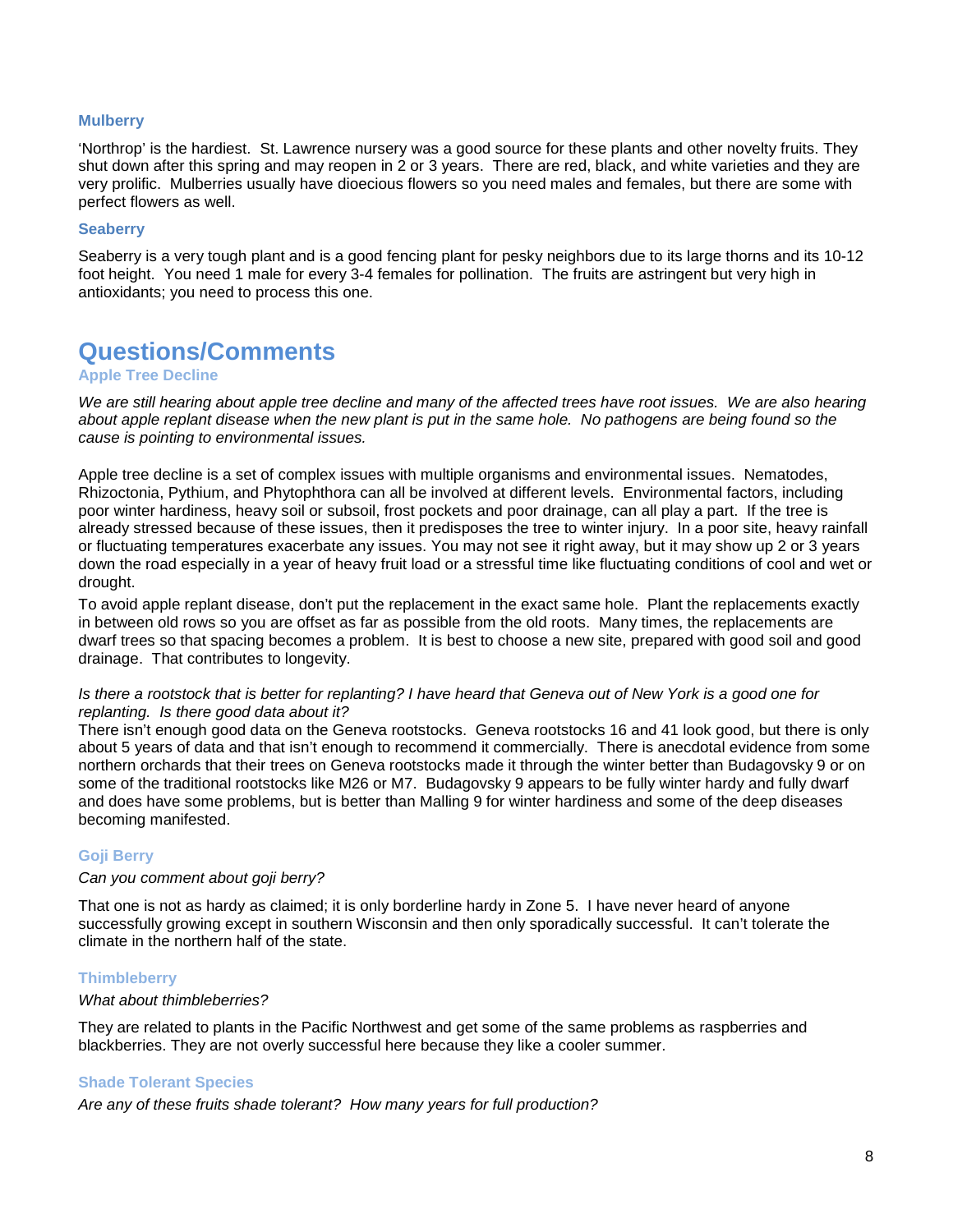### Mulberry

'Northrop' is the hardiest. St. Lawrence nursery was a good source for these plants and other novelty fruits. They shut down after this spring and may reopen in 2 or 3 years. There are red, black, and white varieties and they are very prolific. Mulberries usually have dioecious flowers so you need males and females, but there are some with perfect flowers as well.

### Seaberry

Seaberry is a very tough plant and is a good fencing plant for pesky neighbors due to its large thorns and its 10-12 foot height. You need 1 male for every 3-4 females for pollination. The fruits are astringent but very high in antioxidants; you need to process this one.

# Questions/Comments

### Apple Tree Decline

*We are still hearing about apple tree decline and many of the affected trees have root issues. We are also hearing about apple replant disease when the new plant is put in the same hole. No pathogens are being found so the cause is pointing to environmental issues.*

Apple tree decline is a set of complex issues with multiple organisms and environmental issues. Nematodes, Rhizoctonia, Pythium, and Phytophthora can all be involved at different levels. Environmental factors, including poor winter hardiness, heavy soil or subsoil, frost pockets and poor drainage, can all play a part. If the tree is already stressed because of these issues, then it predisposes the tree to winter injury. In a poor site, heavy rainfall or fluctuating temperatures exacerbate any issues. You may not see it right away, but it may show up 2 or 3 years down the road especially in a year of heavy fruit load or a stressful time like fluctuating conditions of cool and wet or drought.

To avoid apple replant disease, don't put the replacement in the exact same hole. Plant the replacements exactly in between old rows so you are offset as far as possible from the old roots. Many times, the replacements are dwarf trees so that spacing becomes a problem. It is best to choose a new site, prepared with good soil and good drainage. That contributes to longevity.

*Is there a rootstock that is better for replanting? I have heard that Geneva out of New York is a good one for replanting. Is there good data about it?*

There isn't enough good data on the Geneva rootstocks. Geneva rootstocks 16 and 41 look good, but there is only about 5 years of data and that isn't enough to recommend it commercially. There is anecdotal evidence from some northern orchards that their trees on Geneva rootstocks made it through the winter better than Budagovsky 9 or on some of the traditional rootstocks like M26 or M7. Budagovsky 9 appears to be fully winter hardy and fully dwarf and does have some problems, but is better than Malling 9 for winter hardiness and some of the deep diseases becoming manifested.

### Goji Berry

*Can you comment about goji berry?*

That one is not as hardy as claimed; it is only borderline hardy in Zone 5. I have never heard of anyone successfully growing except in southern Wisconsin and then only sporadically successful. It can't tolerate the climate in the northern half of the state.

### Thimbleberry

*What about thimbleberries?*

They are related to plants in the Pacific Northwest and get some of the same problems as raspberries and blackberries. They are not overly successful here because they like a cooler summer.

### Shade Tolerant Species

*Are any of these fruits shade tolerant? How many years for full production?*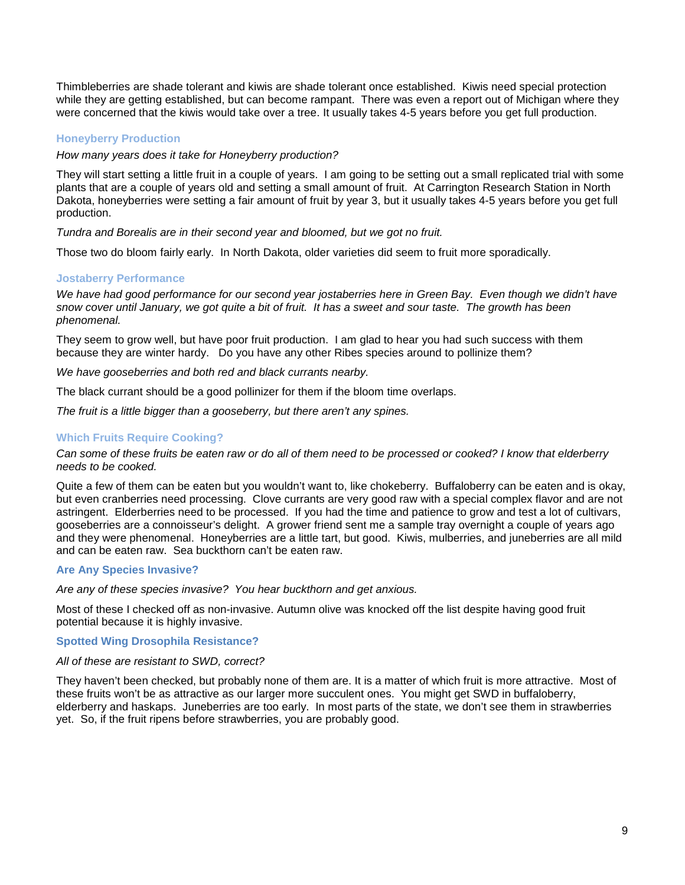Thimbleberries are shade tolerant and kiwis are shade tolerant once established. Kiwis need special protection while they are getting established, but can become rampant. There was even a report out of Michigan where they were concerned that the kiwis would take over a tree. It usually takes 4-5 years before you get full production.

### Honeyberry Production

*How many years does it take for Honeyberry production?*

They will start setting a little fruit in a couple of years. I am going to be setting out a small replicated trial with some plants that are a couple of years old and setting a small amount of fruit. At Carrington Research Station in North Dakota, honeyberries were setting a fair amount of fruit by year 3, but it usually takes 4-5 years before you get full production.

*Tundra and Borealis are in their second year and bloomed, but we got no fruit.*

Those two do bloom fairly early. In North Dakota, older varieties did seem to fruit more sporadically.

### Jostaberry Performance

*We have had good performance for our second year jostaberries here in Green Bay. Even though we didn't have snow cover until January, we got quite a bit of fruit. It has a sweet and sour taste. The growth has been phenomenal.*

They seem to grow well, but have poor fruit production. I am glad to hear you had such success with them because they are winter hardy. Do you have any other Ribes species around to pollinize them?

*We have gooseberries and both red and black currants nearby.*

The black currant should be a good pollinizer for them if the bloom time overlaps.

*The fruit is a little bigger than a gooseberry, but there aren't any spines.*

### Which Fruits Require Cooking?

*Can some of these fruits be eaten raw or do all of them need to be processed or cooked? I know that elderberry needs to be cooked.*

Quite a few of them can be eaten but you wouldn't want to, like chokeberry. Buffaloberry can be eaten and is okay, but even cranberries need processing. Clove currants are very good raw with a special complex flavor and are not astringent. Elderberries need to be processed. If you had the time and patience to grow and test a lot of cultivars, gooseberries are a connoisseur's delight. A grower friend sent me a sample tray overnight a couple of years ago and they were phenomenal. Honeyberries are a little tart, but good. Kiwis, mulberries, and juneberries are all mild and can be eaten raw. Sea buckthorn can't be eaten raw.

### Are Any Species Invasive?

*Are any of these species invasive? You hear buckthorn and get anxious.*

Most of these I checked off as non-invasive. Autumn olive was knocked off the list despite having good fruit potential because it is highly invasive.

### Spotted Wing Drosophila Resistance?

*All of these are resistant to SWD, correct?*

They haven't been checked, but probably none of them are. It is a matter of which fruit is more attractive. Most of these fruits won't be as attractive as our larger more succulent ones. You might get SWD in buffaloberry, elderberry and haskaps. Juneberries are too early. In most parts of the state, we don't see them in strawberries yet. So, if the fruit ripens before strawberries, you are probably good.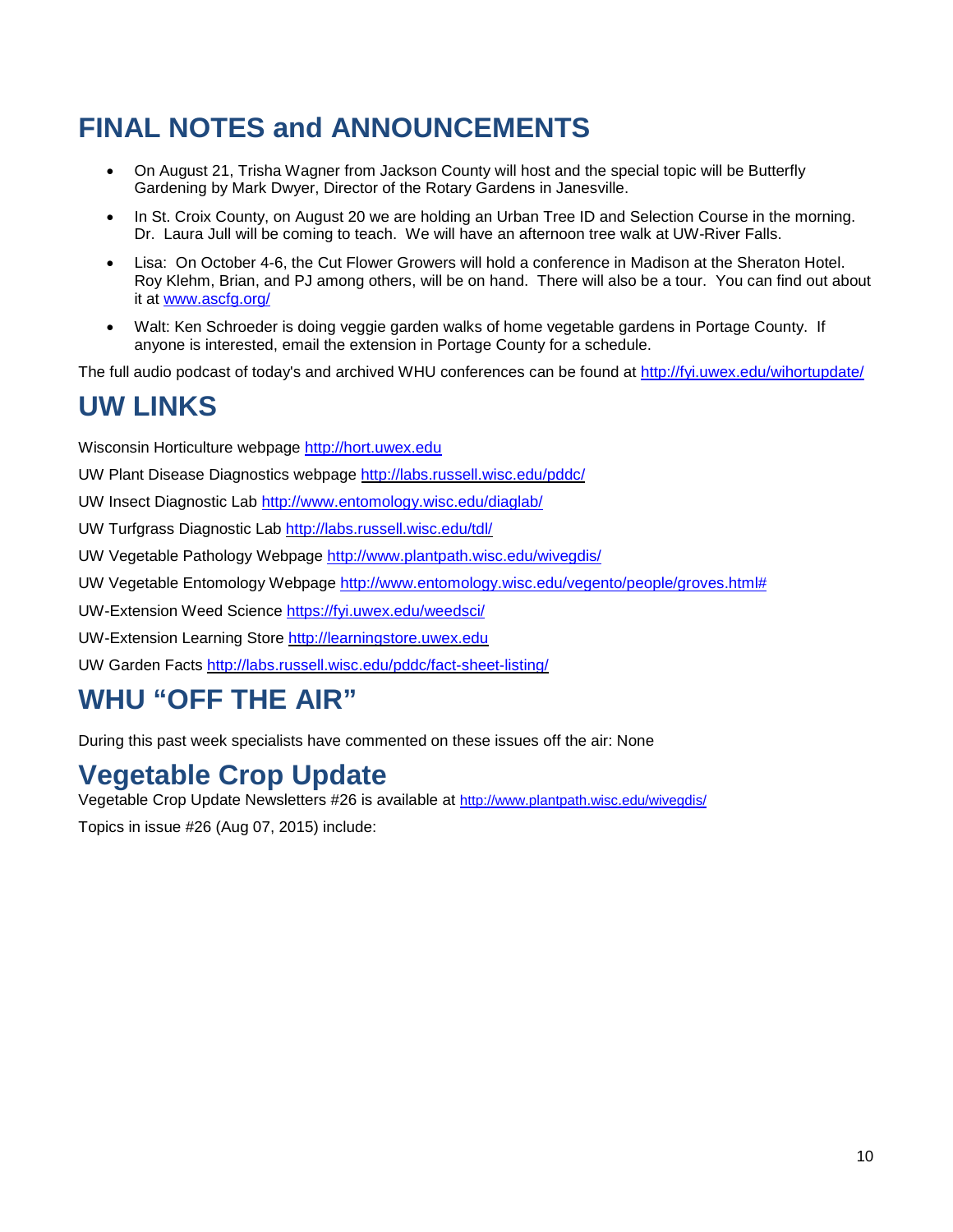# FINAL NOTES and ANNOUNCEMENTS

- On August 21, Trisha Wagner from Jackson County will host and the special topic will be Butterfly Gardening by Mark Dwyer, Director of the Rotary Gardens in Janesville.
- In St. Croix County, on August 20 we are holding an Urban Tree ID and Selection Course in the morning. Dr. Laura Jull will be coming to teach. We will have an afternoon tree walk at UW-River Falls.
- Lisa: On October 4-6, the Cut Flower Growers will hold a conference in Madison at the Sheraton Hotel. Roy Klehm, Brian, and PJ among others, will be on hand. There will also be a tour. You can find out about it at [www.ascfg.org/](www.ascfg.org/)
- Walt: Ken Schroeder is doing veggie garden walks of home vegetable gardens in Portage County. If anyone is interested, email the extension in Portage County for a schedule.

The full audio podcast of today's and archived WHU conferences can be found at [http://fyi.uwex.edu/wihortupdate/](http://fyi.uwex.edu/wihortupdate/)

# UW LINKS

Wisconsin Horticulture webpage [http://hort.uwex.edu](http://hort.uwex.edu)

UW Plant Disease Diagnostics webpage [http://labs.russell.wisc.edu/pddc/](http://labs.russell.wisc.edu/pddc/)

UW Insect Diagnostic Lab [http://www.entomology.wisc.edu/diaglab/](http://www.entomology.wisc.edu/diaglab/)

UW Turfgrass Diagnostic Lab [http://labs.russell.wisc.edu/tdl/](http://labs.russell.wisc.edu/tdl/)

UW Vegetable Pathology Webpage [http://www.plantpath.wisc.edu/wivegdis/](http://www.plantpath.wisc.edu/wivegdis/)

UW Vegetable Entomology Webpage [http://www.entomology.wisc.edu/vegento/people/groves.html#](http://www.entomology.wisc.edu/vegento/people/groves.html#)

UW-Extension Weed Science [https://fyi.uwex.edu/weedsci/](https://fyi.uwex.edu/weedsci/)

UW-Extension Learning Store [http://learningstore.uwex.edu](http://learningstore.uwex.edu)

UW Garden Facts [http://labs.russell.wisc.edu/pddc/fact-sheet-listing/](http://labs.russell.wisc.edu/pddc/fact-sheet-listing/)

# WHU "OFF THE AIR"

During this past week specialists have commented on these issues off the air: None

# Vegetable Crop Update

Vegetable Crop Update Newsletters #26 is available at [http://www.plantpath.wisc.edu/wivegdis/](http://www.plantpath.wisc.edu/wivegdis/)

Topics in issue #26 (Aug 07, 2015) include: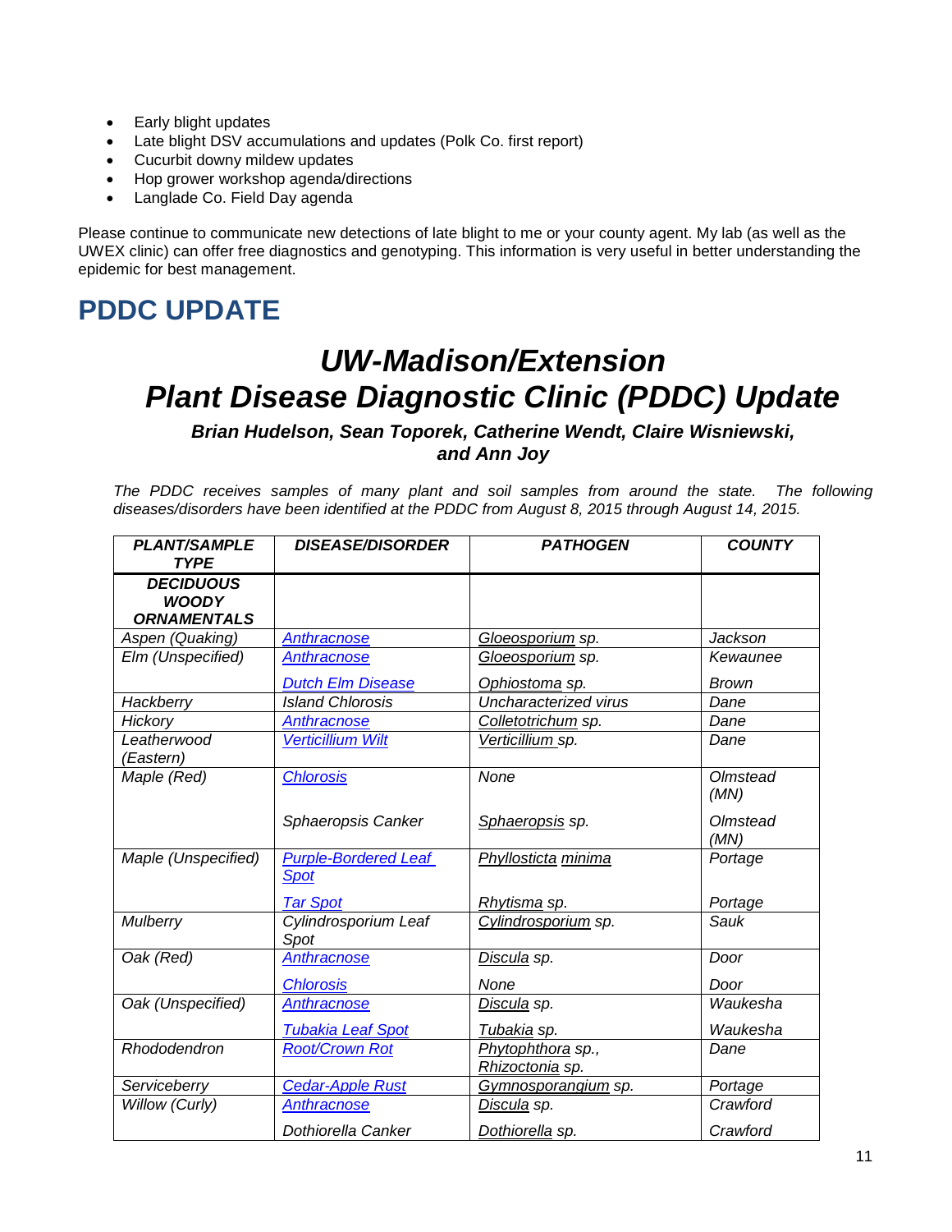- Early blight updates
- Late blight DSV accumulations and updates (Polk Co. first report)
- Cucurbit downy mildew updates
- Hop grower workshop agenda/directions
- Langlade Co. Field Day agenda

Please continue to communicate new detections of late blight to me or your county agent. My lab (as well as the UWEX clinic) can offer free diagnostics and genotyping. This information is very useful in better understanding the epidemic for best management.

## PDDC UPDATE

# *UW-Madison/Extension Plant Disease Diagnostic Clinic (PDDC) Update*

***Brian Hudelson, Sean Toporek, Catherine Wendt, Claire Wisniewski, and Ann Joy***

*The PDDC receives samples of many plant and soil samples from around the state. The following diseases/disorders have been identified at the PDDC from August 8, 2015 through August 14, 2015.*

| PLANT/SAMPLE TYPE | DISEASE/DISORDER | PATHOGEN | COUNTY |
|---|---|---|---|
| **DECIDUOUS WOODY ORNAMENTALS** | | | |
| Aspen (Quaking) | Anthracnose | *Gloeosporium* sp. | Jackson |
| Elm (Unspecified) | Anthracnose | *Gloeosporium* sp. | Kewaunee |
| | Dutch Elm Disease | *Ophiostoma* sp. | Brown |
| Hackberry | Island Chlorosis | Uncharacterized virus | Dane |
| Hickory | Anthracnose | *Colletotrichum* sp. | Dane |
| Leatherwood (Eastern) | Verticillium Wilt | *Verticillium* sp. | Dane |
| Maple (Red) | Chlorosis | None | Olmstead (MN) |
| | Sphaeropsis Canker | *Sphaeropsis* sp. | Olmstead (MN) |
| Maple (Unspecified) | Purple-Bordered Leaf Spot | *Phyllosticta minima* | Portage |
| | Tar Spot | *Rhytisma* sp. | Portage |
| Mulberry | Cylindrosporium Leaf Spot | *Cylindrosporium* sp. | Sauk |
| Oak (Red) | Anthracnose | *Discula* sp. | Door |
| | Chlorosis | None | Door |
| Oak (Unspecified) | Anthracnose | *Discula* sp. | Waukesha |
| | Tubakia Leaf Spot | *Tubakia* sp. | Waukesha |
| Rhododendron | Root/Crown Rot | *Phytophthora* sp., *Rhizoctonia* sp. | Dane |
| Serviceberry | Cedar-Apple Rust | *Gymnosporangium* sp. | Portage |
| Willow (Curly) | Anthracnose | *Discula* sp. | Crawford |
| | Dothiorella Canker | *Dothiorella* sp. | Crawford |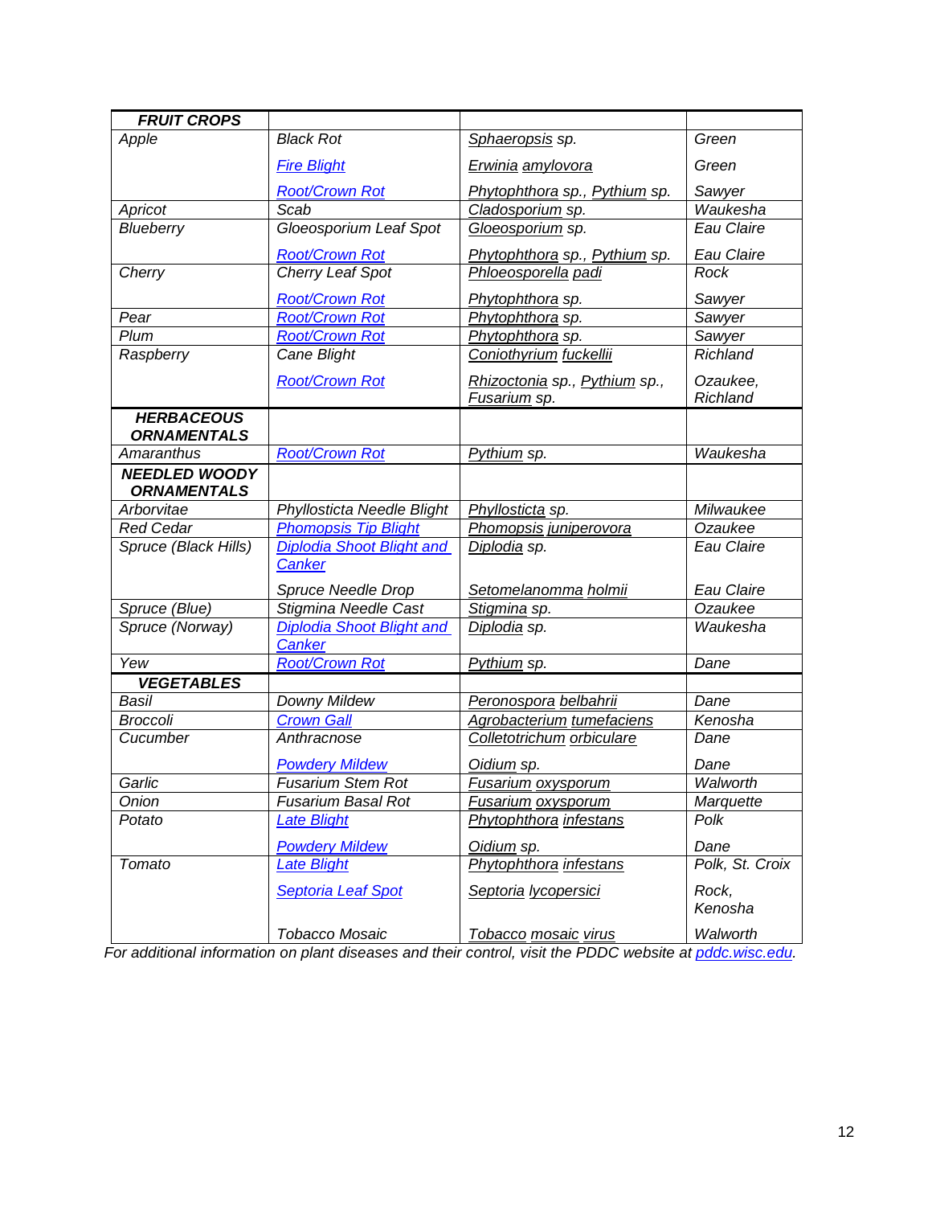| | | | |
|---|---|---|---|
| ***FRUIT CROPS*** | | | |
| *Apple* | *Black Rot* | *Sphaeropsis sp.* | *Green* |
| | *Fire Blight* | *Erwinia amylovora* | *Green* |
| | *Root/Crown Rot* | *Phytophthora sp., Pythium sp.* | *Sawyer* |
| *Apricot* | *Scab* | *Cladosporium sp.* | *Waukesha* |
| *Blueberry* | *Gloeosporium Leaf Spot* | *Gloeosporium sp.* | *Eau Claire* |
| | *Root/Crown Rot* | *Phytophthora sp., Pythium sp.* | *Eau Claire* |
| *Cherry* | *Cherry Leaf Spot* | *Phloeosporella padi* | *Rock* |
| | *Root/Crown Rot* | *Phytophthora sp.* | *Sawyer* |
| *Pear* | *Root/Crown Rot* | *Phytophthora sp.* | *Sawyer* |
| *Plum* | *Root/Crown Rot* | *Phytophthora sp.* | *Sawyer* |
| *Raspberry* | *Cane Blight* | *Coniothyrium fuckellii* | *Richland* |
| | *Root/Crown Rot* | *Rhizoctonia sp., Pythium sp., Fusarium sp.* | *Ozaukee, Richland* |
| ***HERBACEOUS ORNAMENTALS*** | | | |
| *Amaranthus* | *Root/Crown Rot* | *Pythium sp.* | *Waukesha* |
| ***NEEDLED WOODY ORNAMENTALS*** | | | |
| *Arborvitae* | *Phyllosticta Needle Blight* | *Phyllosticta sp.* | *Milwaukee* |
| *Red Cedar* | *Phomopsis Tip Blight* | *Phomopsis juniperovora* | *Ozaukee* |
| *Spruce (Black Hills)* | *Diplodia Shoot Blight and Canker* | *Diplodia sp.* | *Eau Claire* |
| | *Spruce Needle Drop* | *Setomelanomma holmii* | *Eau Claire* |
| *Spruce (Blue)* | *Stigmina Needle Cast* | *Stigmina sp.* | *Ozaukee* |
| *Spruce (Norway)* | *Diplodia Shoot Blight and Canker* | *Diplodia sp.* | *Waukesha* |
| *Yew* | *Root/Crown Rot* | *Pythium sp.* | *Dane* |
| ***VEGETABLES*** | | | |
| *Basil* | *Downy Mildew* | *Peronospora belbahrii* | *Dane* |
| *Broccoli* | *Crown Gall* | *Agrobacterium tumefaciens* | *Kenosha* |
| *Cucumber* | *Anthracnose* | *Colletotrichum orbiculare* | *Dane* |
| | *Powdery Mildew* | *Oidium sp.* | *Dane* |
| *Garlic* | *Fusarium Stem Rot* | *Fusarium oxysporum* | *Walworth* |
| *Onion* | *Fusarium Basal Rot* | *Fusarium oxysporum* | *Marquette* |
| *Potato* | *Late Blight* | *Phytophthora infestans* | *Polk* |
| | *Powdery Mildew* | *Oidium sp.* | *Dane* |
| *Tomato* | *Late Blight* | *Phytophthora infestans* | *Polk, St. Croix* |
| | *Septoria Leaf Spot* | *Septoria lycopersici* | *Rock, Kenosha* |
| | *Tobacco Mosaic* | *Tobacco mosaic virus* | *Walworth* |

*For additional information on plant diseases and their control, visit the PDDC website at pddc.wisc.edu.*